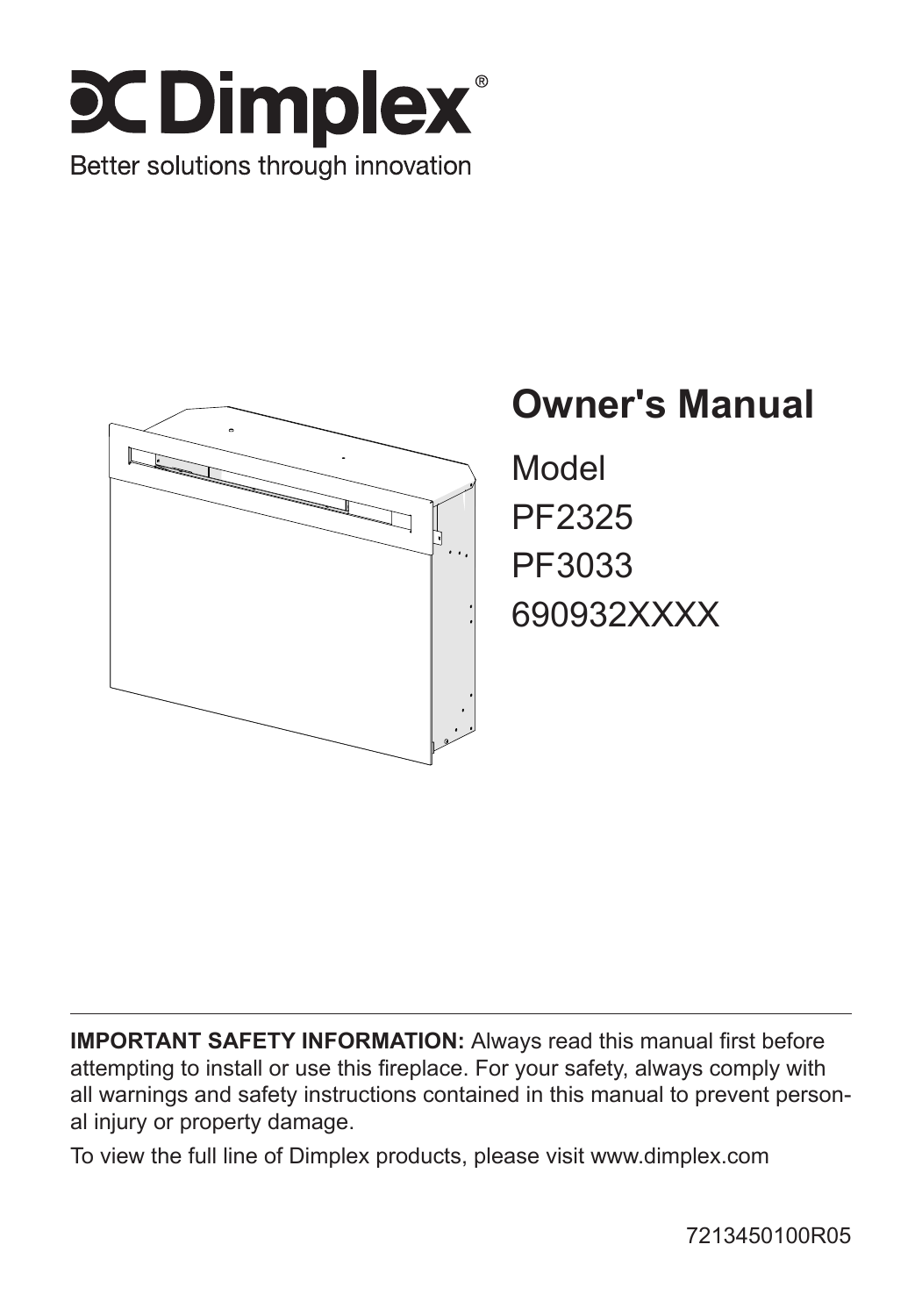# Dimplex®

Better solutions through innovation

## Owner's Manual

Model
PF2325
PF3033
690932XXXX

**IMPORTANT SAFETY INFORMATION:** Always read this manual first before attempting to install or use this fireplace. For your safety, always comply with all warnings and safety instructions contained in this manual to prevent personal injury or property damage.

To view the full line of Dimplex products, please visit www.dimplex.com

7213450100R05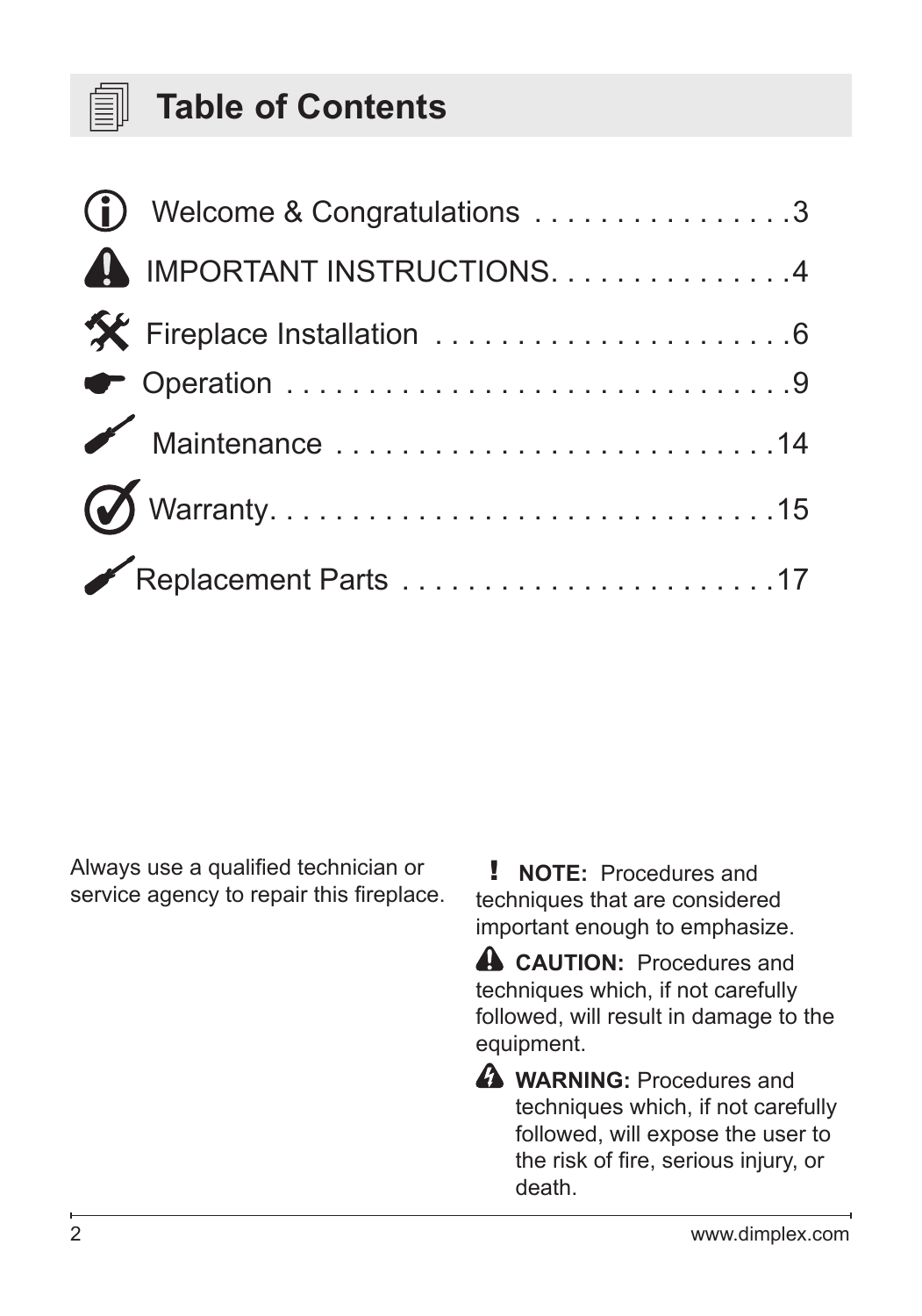# Table of Contents

| Section | Page |
|---|---|
| Welcome & Congratulations | 3 |
| IMPORTANT INSTRUCTIONS | 4 |
| Fireplace Installation | 6 |
| Operation | 9 |
| Maintenance | 14 |
| Warranty | 15 |
| Replacement Parts | 17 |

Always use a qualified technician or service agency to repair this fireplace.

! **NOTE:** Procedures and techniques that are considered important enough to emphasize.

**CAUTION:** Procedures and techniques which, if not carefully followed, will result in damage to the equipment.

**WARNING:** Procedures and techniques which, if not carefully followed, will expose the user to the risk of fire, serious injury, or death.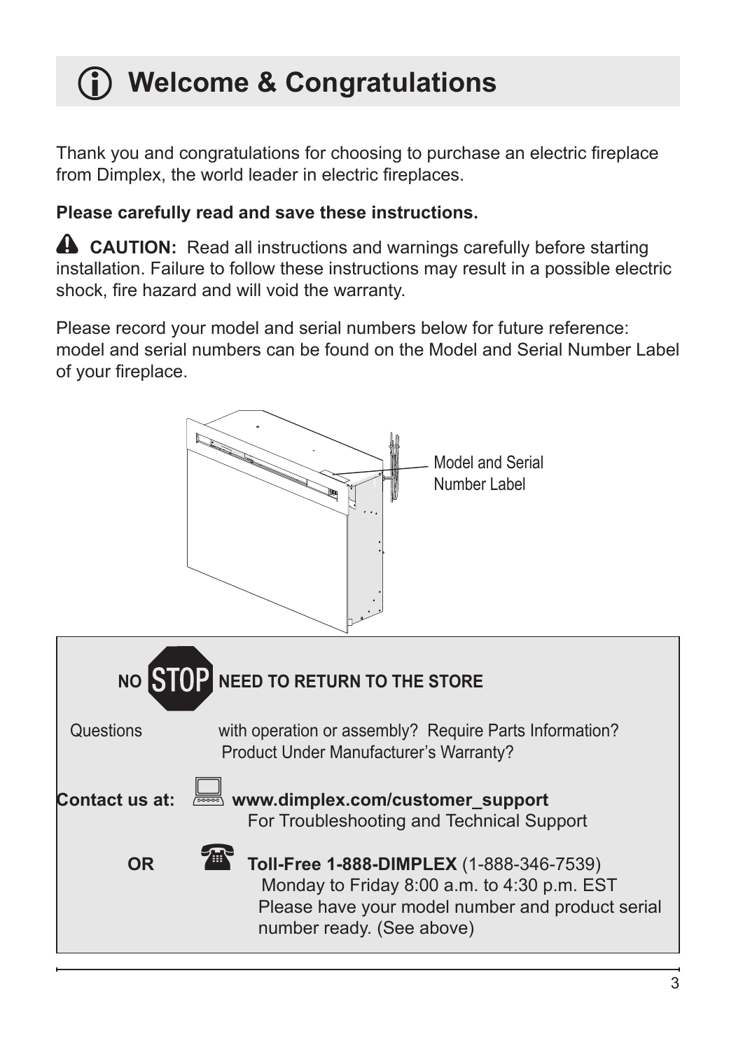# Welcome & Congratulations

Thank you and congratulations for choosing to purchase an electric fireplace from Dimplex, the world leader in electric fireplaces.

**Please carefully read and save these instructions.**

**CAUTION:** Read all instructions and warnings carefully before starting installation. Failure to follow these instructions may result in a possible electric shock, fire hazard and will void the warranty.

Please record your model and serial numbers below for future reference: model and serial numbers can be found on the Model and Serial Number Label of your fireplace.

Model and Serial Number Label

**NO STOP NEED TO RETURN TO THE STORE**

Questions with operation or assembly? Require Parts Information? Product Under Manufacturer's Warranty?

**Contact us at:** **www.dimplex.com/customer_support**
For Troubleshooting and Technical Support

**OR** **Toll-Free 1-888-DIMPLEX** (1-888-346-7539)
Monday to Friday 8:00 a.m. to 4:30 p.m. EST
Please have your model number and product serial number ready. (See above)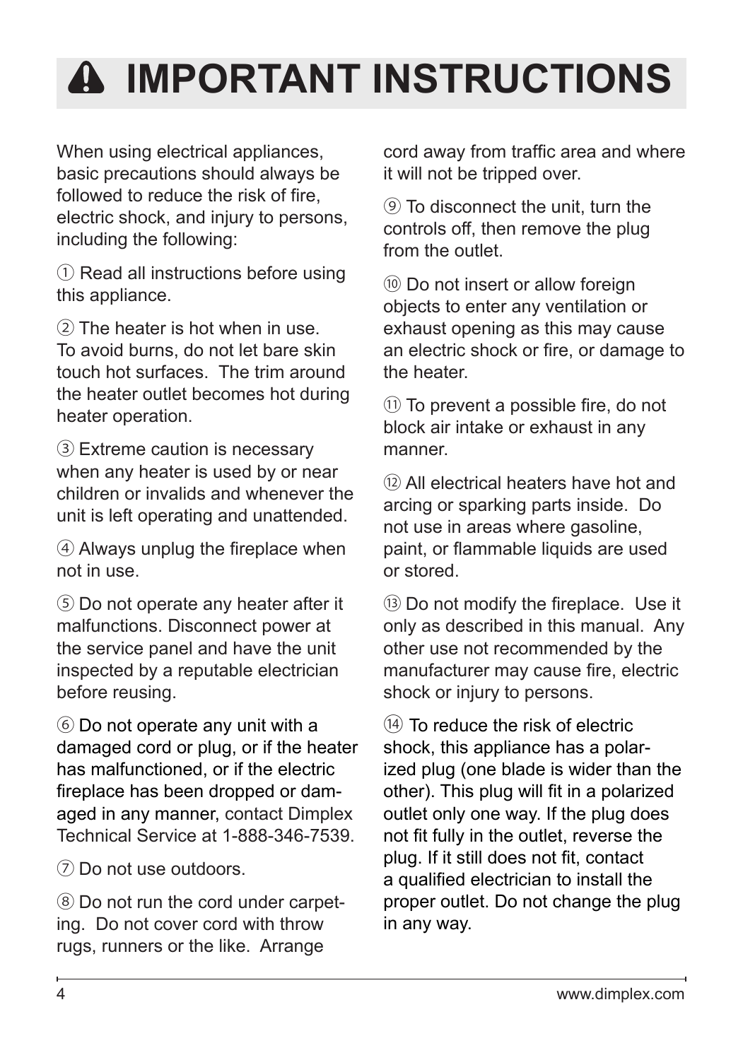# ⚠ IMPORTANT INSTRUCTIONS

When using electrical appliances, basic precautions should always be followed to reduce the risk of fire, electric shock, and injury to persons, including the following:

① Read all instructions before using this appliance.

② The heater is hot when in use. To avoid burns, do not let bare skin touch hot surfaces. The trim around the heater outlet becomes hot during heater operation.

③ Extreme caution is necessary when any heater is used by or near children or invalids and whenever the unit is left operating and unattended.

④ Always unplug the fireplace when not in use.

⑤ Do not operate any heater after it malfunctions. Disconnect power at the service panel and have the unit inspected by a reputable electrician before reusing.

⑥ Do not operate any unit with a damaged cord or plug, or if the heater has malfunctioned, or if the electric fireplace has been dropped or damaged in any manner, contact Dimplex Technical Service at 1-888-346-7539.

⑦ Do not use outdoors.

⑧ Do not run the cord under carpeting. Do not cover cord with throw rugs, runners or the like. Arrange cord away from traffic area and where it will not be tripped over.

⑨ To disconnect the unit, turn the controls off, then remove the plug from the outlet.

⑩ Do not insert or allow foreign objects to enter any ventilation or exhaust opening as this may cause an electric shock or fire, or damage to the heater.

⑪ To prevent a possible fire, do not block air intake or exhaust in any manner.

⑫ All electrical heaters have hot and arcing or sparking parts inside. Do not use in areas where gasoline, paint, or flammable liquids are used or stored.

⑬ Do not modify the fireplace. Use it only as described in this manual. Any other use not recommended by the manufacturer may cause fire, electric shock or injury to persons.

⑭ To reduce the risk of electric shock, this appliance has a polarized plug (one blade is wider than the other). This plug will fit in a polarized outlet only one way. If the plug does not fit fully in the outlet, reverse the plug. If it still does not fit, contact a qualified electrician to install the proper outlet. Do not change the plug in any way.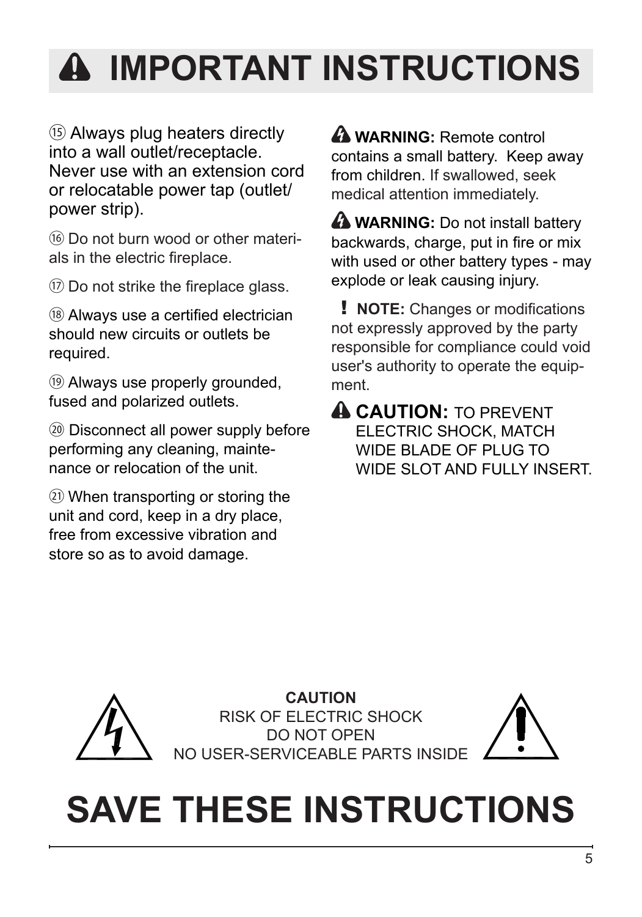# ⚠ IMPORTANT INSTRUCTIONS

⑮ Always plug heaters directly into a wall outlet/receptacle. Never use with an extension cord or relocatable power tap (outlet/ power strip).

⑯ Do not burn wood or other materials in the electric fireplace.

⑰ Do not strike the fireplace glass.

⑱ Always use a certified electrician should new circuits or outlets be required.

⑲ Always use properly grounded, fused and polarized outlets.

⑳ Disconnect all power supply before performing any cleaning, maintenance or relocation of the unit.

㉑ When transporting or storing the unit and cord, keep in a dry place, free from excessive vibration and store so as to avoid damage.

⚠ **WARNING:** Remote control contains a small battery. Keep away from children. If swallowed, seek medical attention immediately.

⚠ **WARNING:** Do not install battery backwards, charge, put in fire or mix with used or other battery types - may explode or leak causing injury.

**! NOTE:** Changes or modifications not expressly approved by the party responsible for compliance could void user's authority to operate the equipment.

⚠ **CAUTION:** TO PREVENT ELECTRIC SHOCK, MATCH WIDE BLADE OF PLUG TO WIDE SLOT AND FULLY INSERT.

**CAUTION**
RISK OF ELECTRIC SHOCK
DO NOT OPEN
NO USER-SERVICEABLE PARTS INSIDE

# SAVE THESE INSTRUCTIONS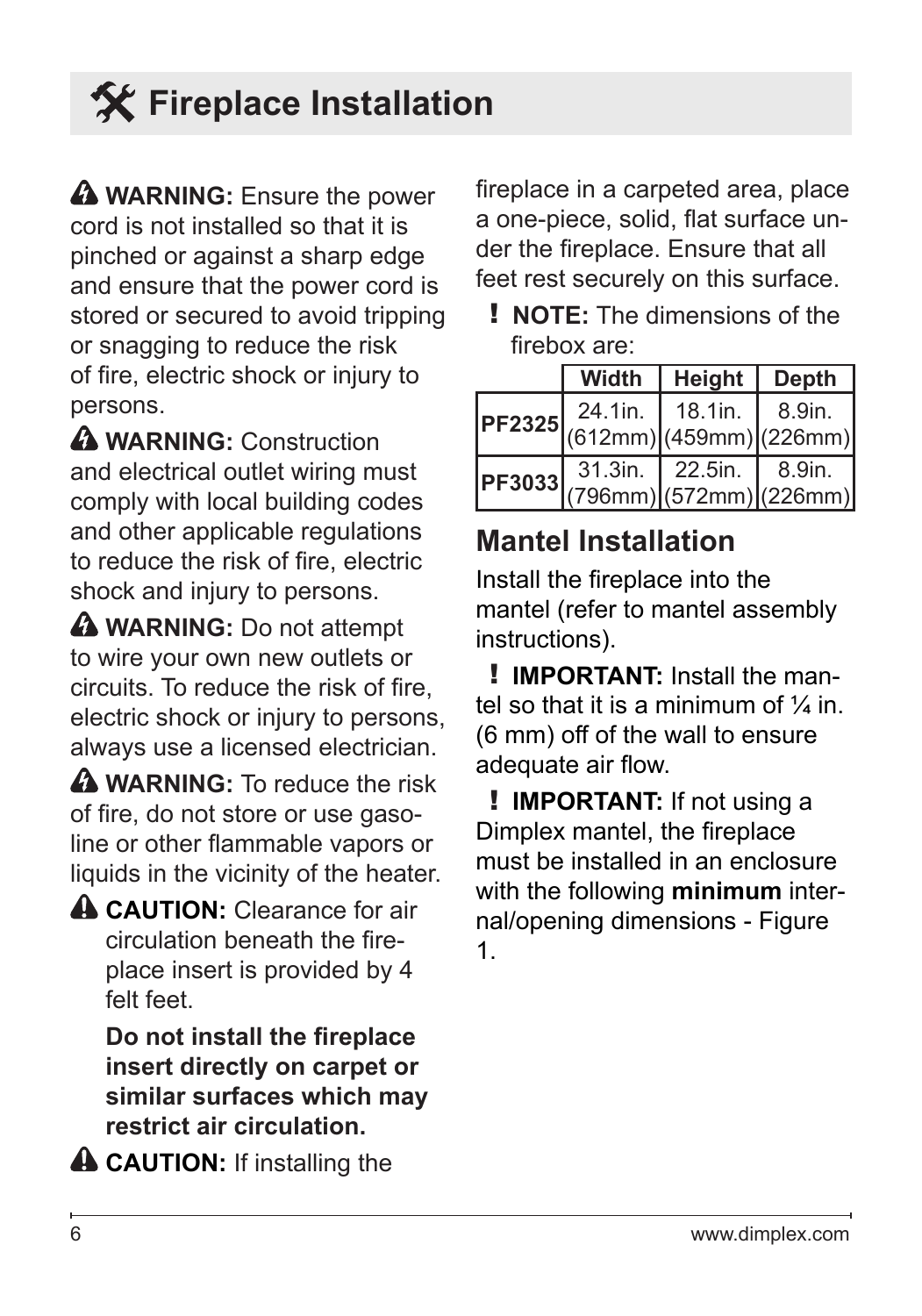# Fireplace Installation

**WARNING:** Ensure the power cord is not installed so that it is pinched or against a sharp edge and ensure that the power cord is stored or secured to avoid tripping or snagging to reduce the risk of fire, electric shock or injury to persons.

**WARNING:** Construction and electrical outlet wiring must comply with local building codes and other applicable regulations to reduce the risk of fire, electric shock and injury to persons.

**WARNING:** Do not attempt to wire your own new outlets or circuits. To reduce the risk of fire, electric shock or injury to persons, always use a licensed electrician.

**WARNING:** To reduce the risk of fire, do not store or use gasoline or other flammable vapors or liquids in the vicinity of the heater.

**CAUTION:** Clearance for air circulation beneath the fireplace insert is provided by 4 felt feet.

**Do not install the fireplace insert directly on carpet or similar surfaces which may restrict air circulation.**

**CAUTION:** If installing the fireplace in a carpeted area, place a one-piece, solid, flat surface under the fireplace. Ensure that all feet rest securely on this surface.

**NOTE:** The dimensions of the firebox are:

| | Width | Height | Depth |
|---|---|---|---|
| **PF2325** | 24.1in. (612mm) | 18.1in. (459mm) | 8.9in. (226mm) |
| **PF3033** | 31.3in. (796mm) | 22.5in. (572mm) | 8.9in. (226mm) |

## Mantel Installation

Install the fireplace into the mantel (refer to mantel assembly instructions).

**IMPORTANT:** Install the mantel so that it is a minimum of ¼ in. (6 mm) off of the wall to ensure adequate air flow.

**IMPORTANT:** If not using a Dimplex mantel, the fireplace must be installed in an enclosure with the following **minimum** internal/opening dimensions - Figure 1.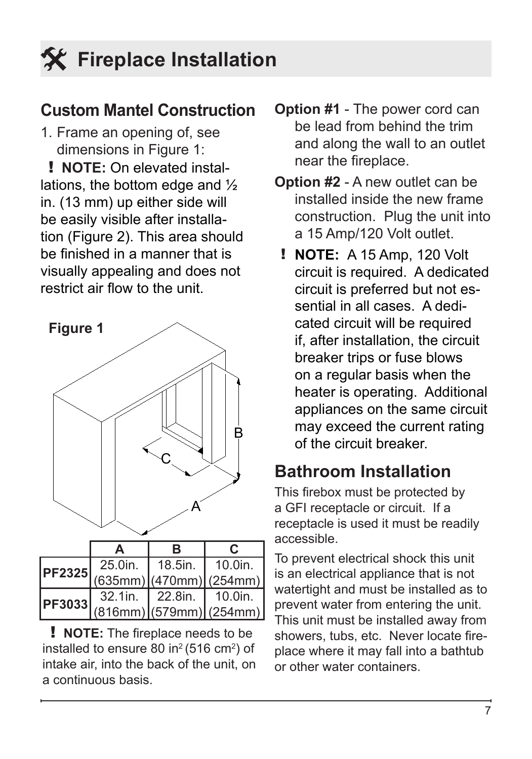# Fireplace Installation

## Custom Mantel Construction

1. Frame an opening of, see dimensions in Figure 1:

**! NOTE:** On elevated installations, the bottom edge and ½ in. (13 mm) up either side will be easily visible after installation (Figure 2). This area should be finished in a manner that is visually appealing and does not restrict air flow to the unit.

**Figure 1**

| | A | B | C |
|---|---|---|---|
| **PF2325** | 25.0in. (635mm) | 18.5in. (470mm) | 10.0in. (254mm) |
| **PF3033** | 32.1in. (816mm) | 22.8in. (579mm) | 10.0in. (254mm) |

**! NOTE:** The fireplace needs to be installed to ensure 80 $in^2$ (516 $cm^2$) of intake air, into the back of the unit, on a continuous basis.

**Option #1** - The power cord can be lead from behind the trim and along the wall to an outlet near the fireplace.

**Option #2** - A new outlet can be installed inside the new frame construction. Plug the unit into a 15 Amp/120 Volt outlet.

**! NOTE:** A 15 Amp, 120 Volt circuit is required. A dedicated circuit is preferred but not essential in all cases. A dedicated circuit will be required if, after installation, the circuit breaker trips or fuse blows on a regular basis when the heater is operating. Additional appliances on the same circuit may exceed the current rating of the circuit breaker.

## Bathroom Installation

This firebox must be protected by a GFI receptacle or circuit. If a receptacle is used it must be readily accessible.

To prevent electrical shock this unit is an electrical appliance that is not watertight and must be installed as to prevent water from entering the unit. This unit must be installed away from showers, tubs, etc. Never locate fireplace where it may fall into a bathtub or other water containers.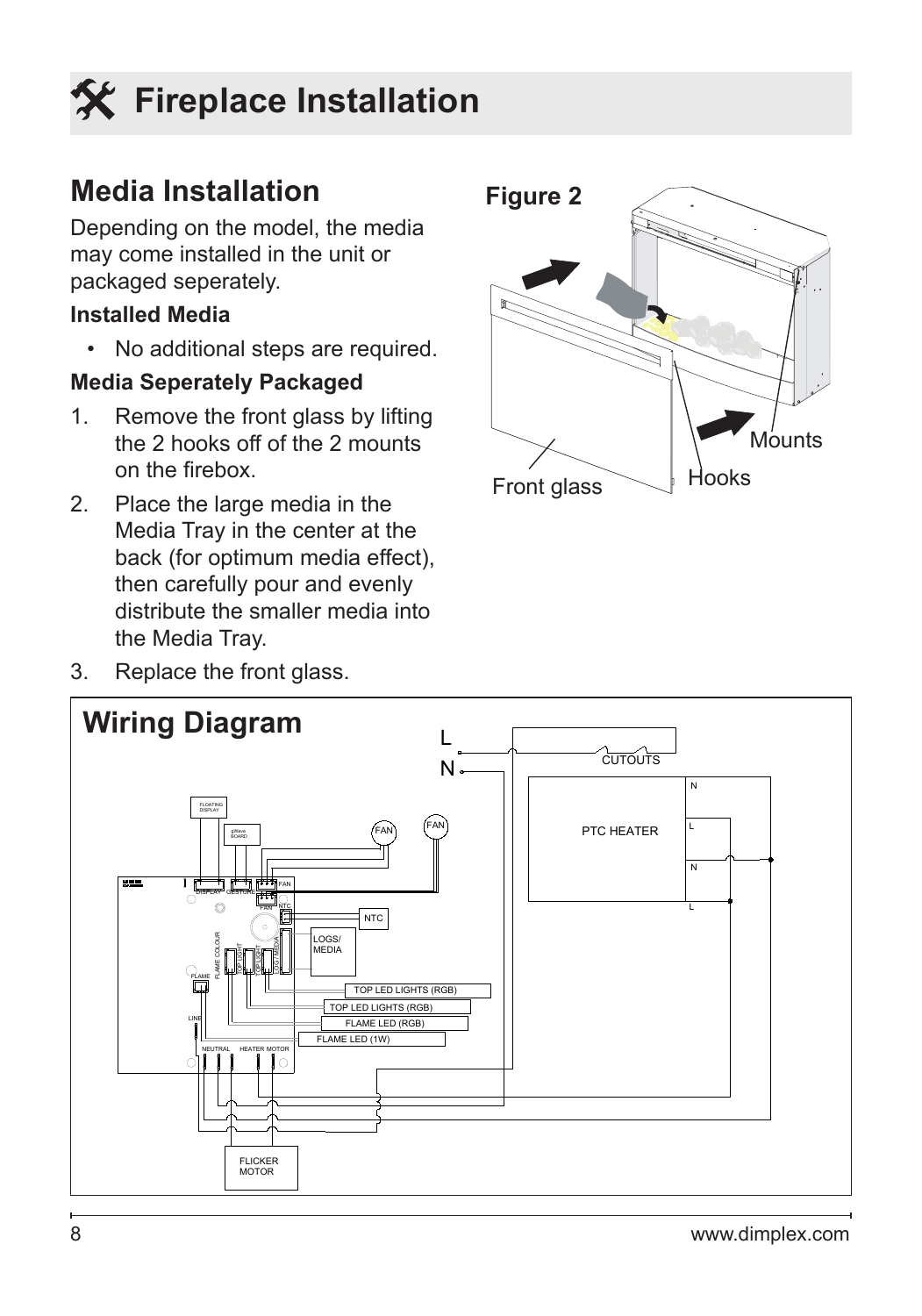# Fireplace Installation

## Media Installation

Depending on the model, the media may come installed in the unit or packaged seperately.

### Installed Media

- No additional steps are required.

### Media Seperately Packaged

1. Remove the front glass by lifting the 2 hooks off of the 2 mounts on the firebox.
2. Place the large media in the Media Tray in the center at the back (for optimum media effect), then carefully pour and evenly distribute the smaller media into the Media Tray.
3. Replace the front glass.

**Figure 2**

Front glass
Hooks
Mounts

## Wiring Diagram

L
N
CUTOUTS
PTC HEATER
N
L
N
L
FLOATING DISPLAY
qWave BOARD
FAN
FAN
DISPLAY
GESTURE
FAN
FAN
NTC
NTC
LOGS/MEDIA
FLAME COLOUR
FLAME
TOP LED LIGHTS (RGB)
TOP LED LIGHTS (RGB)
FLAME LED (RGB)
FLAME LED (1W)
LINE
NEUTRAL
HEATER
MOTOR
FLICKER MOTOR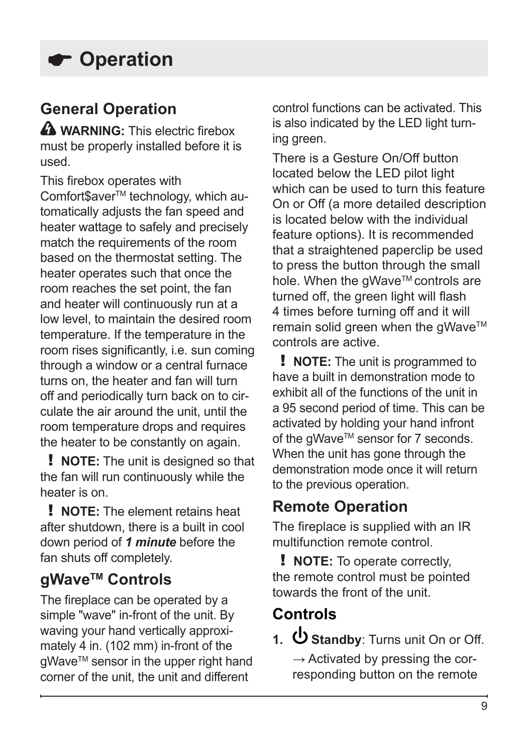# ☛ Operation

## General Operation

⚠ **WARNING:** This electric firebox must be properly installed before it is used.

This firebox operates with Comfort$aver™ technology, which automatically adjusts the fan speed and heater wattage to safely and precisely match the requirements of the room based on the thermostat setting. The heater operates such that once the room reaches the set point, the fan and heater will continuously run at a low level, to maintain the desired room temperature. If the temperature in the room rises significantly, i.e. sun coming through a window or a central furnace turns on, the heater and fan will turn off and periodically turn back on to circulate the air around the unit, until the room temperature drops and requires the heater to be constantly on again.

**! NOTE:** The unit is designed so that the fan will run continuously while the heater is on.

**! NOTE:** The element retains heat after shutdown, there is a built in cool down period of ***1 minute*** before the fan shuts off completely.

## gWave™ Controls

The fireplace can be operated by a simple "wave" in-front of the unit. By waving your hand vertically approximately 4 in. (102 mm) in-front of the gWave™ sensor in the upper right hand corner of the unit, the unit and different control functions can be activated. This is also indicated by the LED light turning green.

There is a Gesture On/Off button located below the LED pilot light which can be used to turn this feature On or Off (a more detailed description is located below with the individual feature options). It is recommended that a straightened paperclip be used to press the button through the small hole. When the gWave™ controls are turned off, the green light will flash 4 times before turning off and it will remain solid green when the gWave™ controls are active.

**! NOTE:** The unit is programmed to have a built in demonstration mode to exhibit all of the functions of the unit in a 95 second period of time. This can be activated by holding your hand infront of the gWave™ sensor for 7 seconds. When the unit has gone through the demonstration mode once it will return to the previous operation.

## Remote Operation

The fireplace is supplied with an IR multifunction remote control.

**! NOTE:** To operate correctly, the remote control must be pointed towards the front of the unit.

## Controls

1. ⏻ **Standby**: Turns unit On or Off.

   → Activated by pressing the corresponding button on the remote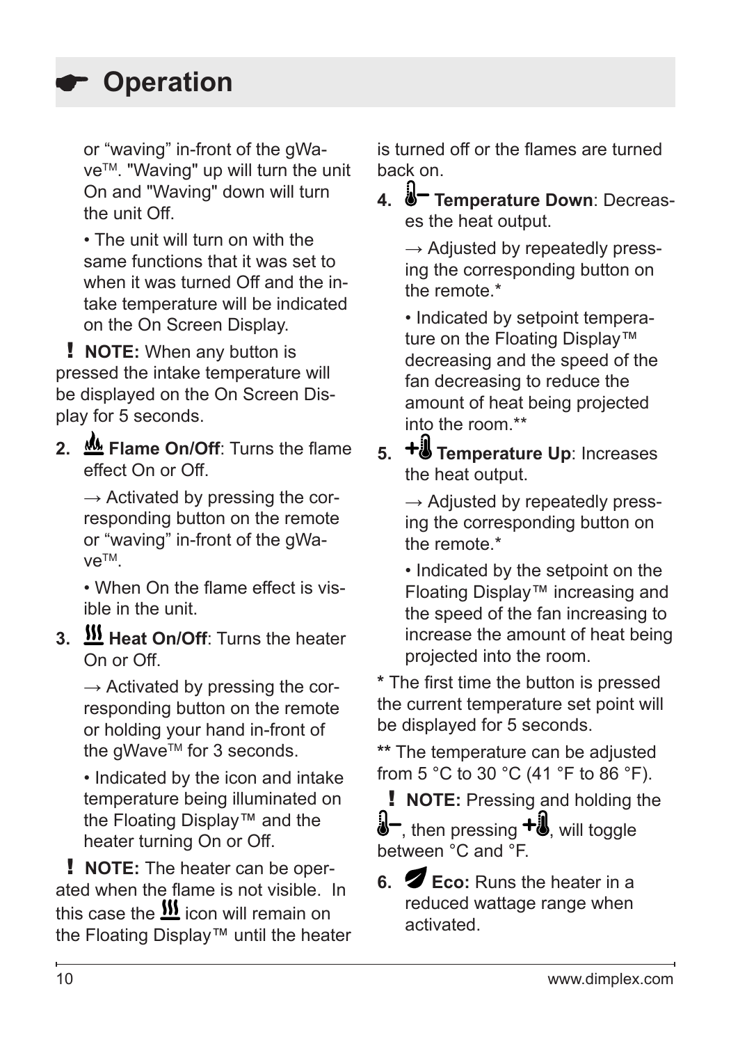# Operation

or “waving” in-front of the gWave™. "Waving" up will turn the unit On and "Waving" down will turn the unit Off.

• The unit will turn on with the same functions that it was set to when it was turned Off and the intake temperature will be indicated on the On Screen Display.

**! NOTE:** When any button is pressed the intake temperature will be displayed on the On Screen Display for 5 seconds.

2. **Flame On/Off**: Turns the flame effect On or Off.

   → Activated by pressing the corresponding button on the remote or “waving” in-front of the gWave™.

   • When On the flame effect is visible in the unit.

3. **Heat On/Off**: Turns the heater On or Off.

   → Activated by pressing the corresponding button on the remote or holding your hand in-front of the gWave™ for 3 seconds.

   • Indicated by the icon and intake temperature being illuminated on the Floating Display™ and the heater turning On or Off.

**! NOTE:** The heater can be operated when the flame is not visible. In this case the icon will remain on the Floating Display™ until the heater is turned off or the flames are turned back on.

4. **Temperature Down**: Decreases the heat output.

   → Adjusted by repeatedly pressing the corresponding button on the remote.*

   • Indicated by setpoint temperature on the Floating Display™ decreasing and the speed of the fan decreasing to reduce the amount of heat being projected into the room.**

5. **Temperature Up**: Increases the heat output.

   → Adjusted by repeatedly pressing the corresponding button on the remote.*

   • Indicated by the setpoint on the Floating Display™ increasing and the speed of the fan increasing to increase the amount of heat being projected into the room.

**\*** The first time the button is pressed the current temperature set point will be displayed for 5 seconds.

**\*\*** The temperature can be adjusted from 5 °C to 30 °C (41 °F to 86 °F).

**! NOTE:** Pressing and holding the [Temperature Down], then pressing [Temperature Up], will toggle between °C and °F.

6. **Eco:** Runs the heater in a reduced wattage range when activated.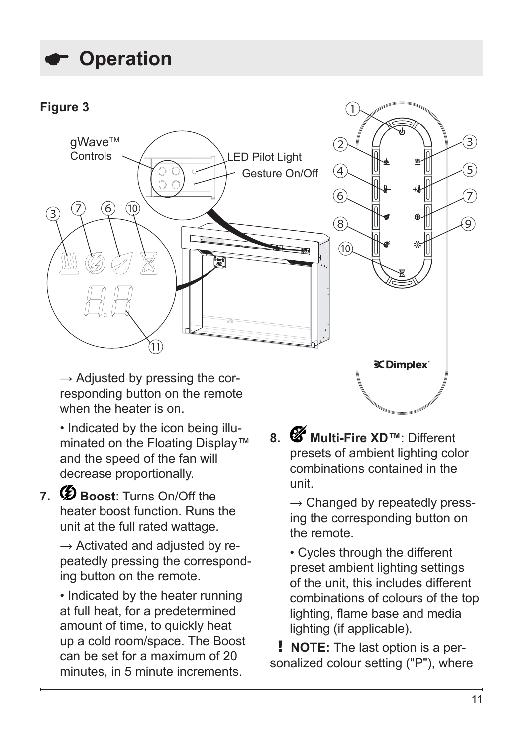# ☛ Operation

**Figure 3**

gWave™ Controls

LED Pilot Light

Gesture On/Off

Dimplex

→ Adjusted by pressing the corresponding button on the remote when the heater is on.

• Indicated by the icon being illuminated on the Floating Display™ and the speed of the fan will decrease proportionally.

7. **Boost**: Turns On/Off the heater boost function. Runs the unit at the full rated wattage.

   → Activated and adjusted by repeatedly pressing the corresponding button on the remote.

   • Indicated by the heater running at full heat, for a predetermined amount of time, to quickly heat up a cold room/space. The Boost can be set for a maximum of 20 minutes, in 5 minute increments.

8. **Multi-Fire XD™**: Different presets of ambient lighting color combinations contained in the unit.

   → Changed by repeatedly pressing the corresponding button on the remote.

   • Cycles through the different preset ambient lighting settings of the unit, this includes different combinations of colours of the top lighting, flame base and media lighting (if applicable).

**! NOTE:** The last option is a personalized colour setting ("P"), where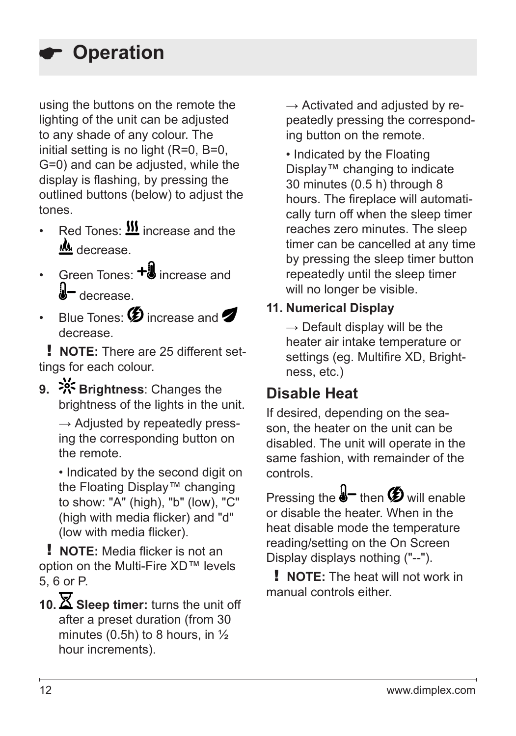# Operation

using the buttons on the remote the lighting of the unit can be adjusted to any shade of any colour. The initial setting is no light (R=0, B=0, G=0) and can be adjusted, while the display is flashing, by pressing the outlined buttons (below) to adjust the tones.

- Red Tones: increase and the decrease.
- Green Tones: increase and decrease.
- Blue Tones: increase and decrease.

**! NOTE:** There are 25 different settings for each colour.

9. **Brightness**: Changes the brightness of the lights in the unit.

   → Adjusted by repeatedly pressing the corresponding button on the remote.

   • Indicated by the second digit on the Floating Display™ changing to show: "A" (high), "b" (low), "C" (high with media flicker) and "d" (low with media flicker).

**! NOTE:** Media flicker is not an option on the Multi-Fire XD™ levels 5, 6 or P.

10. **Sleep timer:** turns the unit off after a preset duration (from 30 minutes (0.5h) to 8 hours, in ½ hour increments).

    → Activated and adjusted by repeatedly pressing the corresponding button on the remote.

    • Indicated by the Floating Display™ changing to indicate 30 minutes (0.5 h) through 8 hours. The fireplace will automatically turn off when the sleep timer reaches zero minutes. The sleep timer can be cancelled at any time by pressing the sleep timer button repeatedly until the sleep timer will no longer be visible.

11. **Numerical Display**

    → Default display will be the heater air intake temperature or settings (eg. Multifire XD, Brightness, etc.)

## Disable Heat

If desired, depending on the season, the heater on the unit can be disabled. The unit will operate in the same fashion, with remainder of the controls.

Pressing the then will enable or disable the heater. When in the heat disable mode the temperature reading/setting on the On Screen Display displays nothing ("--").

**! NOTE:** The heat will not work in manual controls either.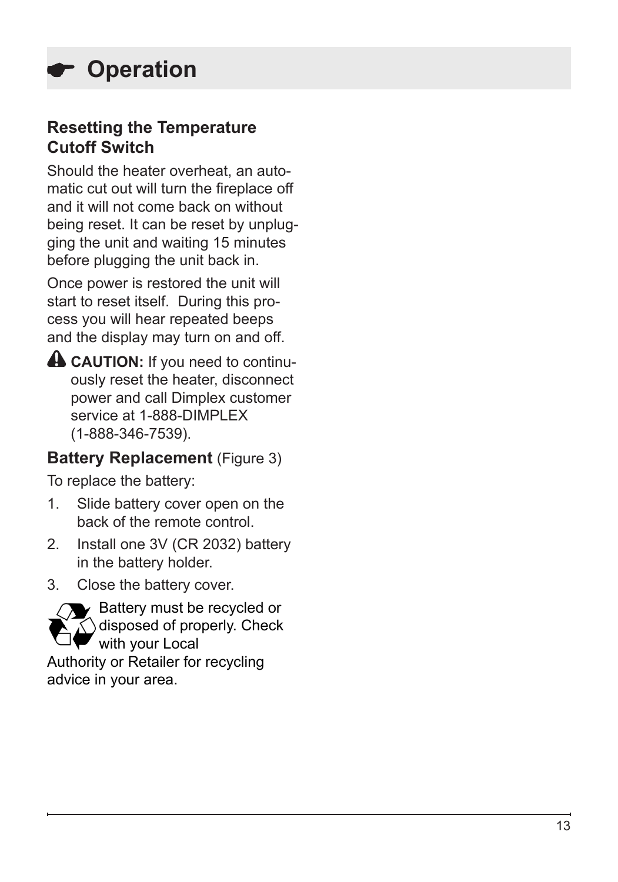# ☛ Operation

### Resetting the Temperature Cutoff Switch

Should the heater overheat, an automatic cut out will turn the fireplace off and it will not come back on without being reset. It can be reset by unplugging the unit and waiting 15 minutes before plugging the unit back in.

Once power is restored the unit will start to reset itself. During this process you will hear repeated beeps and the display may turn on and off.

⚠ **CAUTION:** If you need to continuously reset the heater, disconnect power and call Dimplex customer service at 1-888-DIMPLEX (1-888-346-7539).

### Battery Replacement (Figure 3)

To replace the battery:

1. Slide battery cover open on the back of the remote control.
2. Install one 3V (CR 2032) battery in the battery holder.
3. Close the battery cover.

♻ Battery must be recycled or disposed of properly. Check with your Local Authority or Retailer for recycling advice in your area.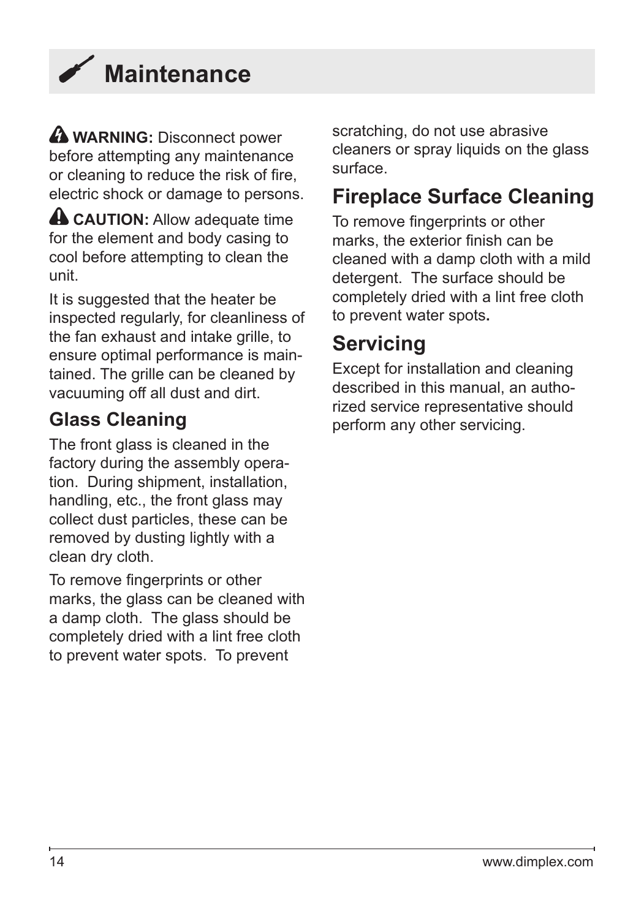# Maintenance

**WARNING:** Disconnect power before attempting any maintenance or cleaning to reduce the risk of fire, electric shock or damage to persons.

**CAUTION:** Allow adequate time for the element and body casing to cool before attempting to clean the unit.

It is suggested that the heater be inspected regularly, for cleanliness of the fan exhaust and intake grille, to ensure optimal performance is maintained. The grille can be cleaned by vacuuming off all dust and dirt.

## Glass Cleaning

The front glass is cleaned in the factory during the assembly operation. During shipment, installation, handling, etc., the front glass may collect dust particles, these can be removed by dusting lightly with a clean dry cloth.

To remove fingerprints or other marks, the glass can be cleaned with a damp cloth. The glass should be completely dried with a lint free cloth to prevent water spots. To prevent scratching, do not use abrasive cleaners or spray liquids on the glass surface.

## Fireplace Surface Cleaning

To remove fingerprints or other marks, the exterior finish can be cleaned with a damp cloth with a mild detergent. The surface should be completely dried with a lint free cloth to prevent water spots.

## Servicing

Except for installation and cleaning described in this manual, an authorized service representative should perform any other servicing.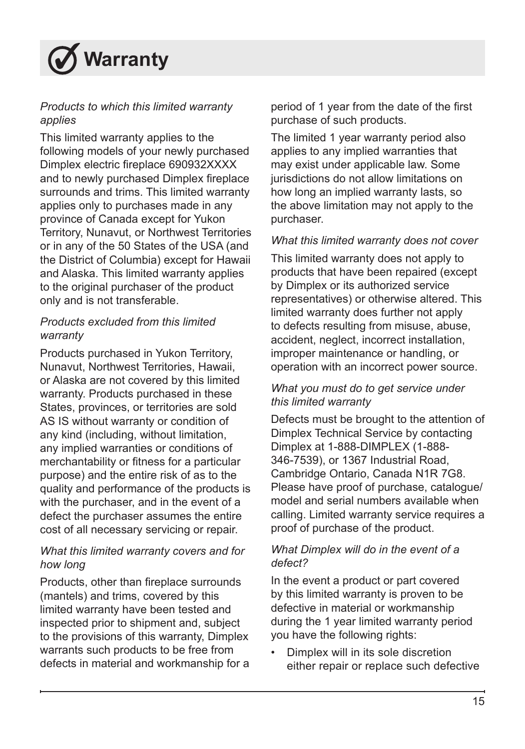# Warranty

*Products to which this limited warranty applies*

This limited warranty applies to the following models of your newly purchased Dimplex electric fireplace 690932XXXX and to newly purchased Dimplex fireplace surrounds and trims. This limited warranty applies only to purchases made in any province of Canada except for Yukon Territory, Nunavut, or Northwest Territories or in any of the 50 States of the USA (and the District of Columbia) except for Hawaii and Alaska. This limited warranty applies to the original purchaser of the product only and is not transferable.

*Products excluded from this limited warranty*

Products purchased in Yukon Territory, Nunavut, Northwest Territories, Hawaii, or Alaska are not covered by this limited warranty. Products purchased in these States, provinces, or territories are sold AS IS without warranty or condition of any kind (including, without limitation, any implied warranties or conditions of merchantability or fitness for a particular purpose) and the entire risk of as to the quality and performance of the products is with the purchaser, and in the event of a defect the purchaser assumes the entire cost of all necessary servicing or repair.

*What this limited warranty covers and for how long*

Products, other than fireplace surrounds (mantels) and trims, covered by this limited warranty have been tested and inspected prior to shipment and, subject to the provisions of this warranty, Dimplex warrants such products to be free from defects in material and workmanship for a period of 1 year from the date of the first purchase of such products.

The limited 1 year warranty period also applies to any implied warranties that may exist under applicable law. Some jurisdictions do not allow limitations on how long an implied warranty lasts, so the above limitation may not apply to the purchaser.

*What this limited warranty does not cover*

This limited warranty does not apply to products that have been repaired (except by Dimplex or its authorized service representatives) or otherwise altered. This limited warranty does further not apply to defects resulting from misuse, abuse, accident, neglect, incorrect installation, improper maintenance or handling, or operation with an incorrect power source.

*What you must do to get service under this limited warranty*

Defects must be brought to the attention of Dimplex Technical Service by contacting Dimplex at 1-888-DIMPLEX (1-888-346-7539), or 1367 Industrial Road, Cambridge Ontario, Canada N1R 7G8. Please have proof of purchase, catalogue/model and serial numbers available when calling. Limited warranty service requires a proof of purchase of the product.

*What Dimplex will do in the event of a defect?*

In the event a product or part covered by this limited warranty is proven to be defective in material or workmanship during the 1 year limited warranty period you have the following rights:

- Dimplex will in its sole discretion either repair or replace such defective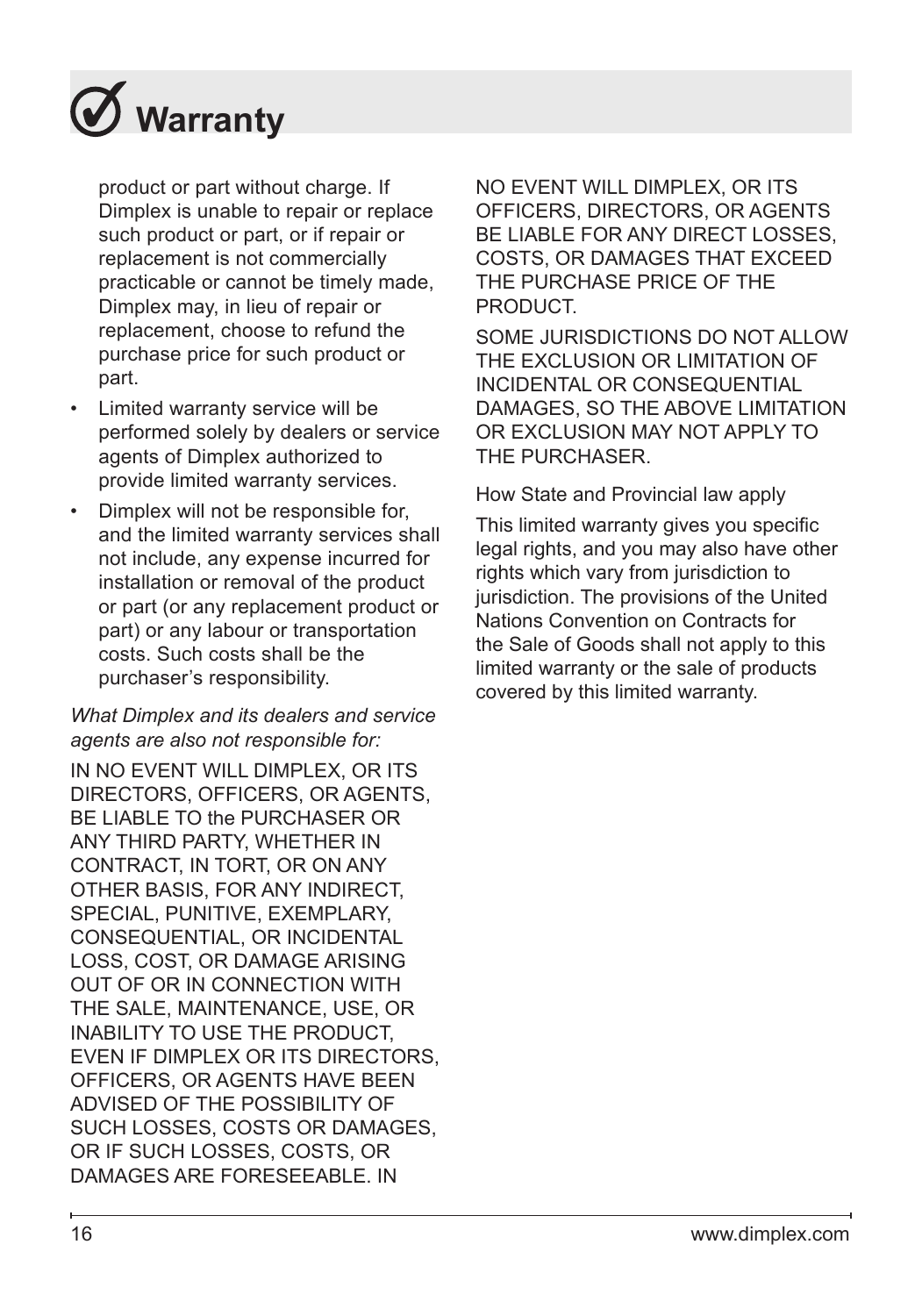# Warranty

product or part without charge. If Dimplex is unable to repair or replace such product or part, or if repair or replacement is not commercially practicable or cannot be timely made, Dimplex may, in lieu of repair or replacement, choose to refund the purchase price for such product or part.

- Limited warranty service will be performed solely by dealers or service agents of Dimplex authorized to provide limited warranty services.
- Dimplex will not be responsible for, and the limited warranty services shall not include, any expense incurred for installation or removal of the product or part (or any replacement product or part) or any labour or transportation costs. Such costs shall be the purchaser's responsibility.

*What Dimplex and its dealers and service agents are also not responsible for:*

IN NO EVENT WILL DIMPLEX, OR ITS DIRECTORS, OFFICERS, OR AGENTS, BE LIABLE TO the PURCHASER OR ANY THIRD PARTY, WHETHER IN CONTRACT, IN TORT, OR ON ANY OTHER BASIS, FOR ANY INDIRECT, SPECIAL, PUNITIVE, EXEMPLARY, CONSEQUENTIAL, OR INCIDENTAL LOSS, COST, OR DAMAGE ARISING OUT OF OR IN CONNECTION WITH THE SALE, MAINTENANCE, USE, OR INABILITY TO USE THE PRODUCT, EVEN IF DIMPLEX OR ITS DIRECTORS, OFFICERS, OR AGENTS HAVE BEEN ADVISED OF THE POSSIBILITY OF SUCH LOSSES, COSTS OR DAMAGES, OR IF SUCH LOSSES, COSTS, OR DAMAGES ARE FORESEEABLE. IN NO EVENT WILL DIMPLEX, OR ITS OFFICERS, DIRECTORS, OR AGENTS BE LIABLE FOR ANY DIRECT LOSSES, COSTS, OR DAMAGES THAT EXCEED THE PURCHASE PRICE OF THE PRODUCT.

SOME JURISDICTIONS DO NOT ALLOW THE EXCLUSION OR LIMITATION OF INCIDENTAL OR CONSEQUENTIAL DAMAGES, SO THE ABOVE LIMITATION OR EXCLUSION MAY NOT APPLY TO THE PURCHASER.

How State and Provincial law apply

This limited warranty gives you specific legal rights, and you may also have other rights which vary from jurisdiction to jurisdiction. The provisions of the United Nations Convention on Contracts for the Sale of Goods shall not apply to this limited warranty or the sale of products covered by this limited warranty.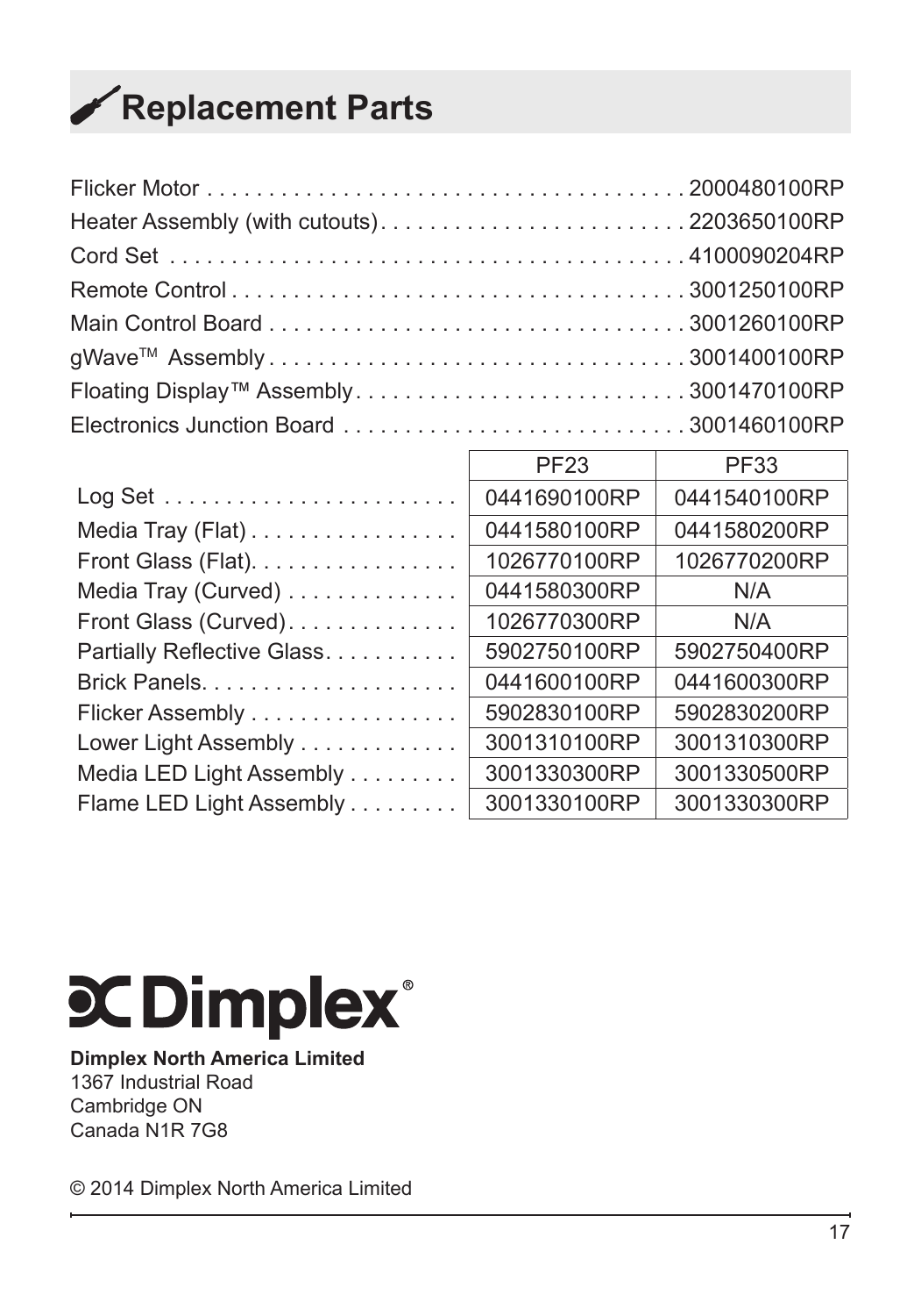# Replacement Parts

Flicker Motor . . . . . . . . . . . . . . . . . . . . . . . . . . . . . . . . . . . . . . . 2000480100RP
Heater Assembly (with cutouts) . . . . . . . . . . . . . . . . . . . . . . . . . 2203650100RP
Cord Set . . . . . . . . . . . . . . . . . . . . . . . . . . . . . . . . . . . . . . . . . . 4100090204RP
Remote Control . . . . . . . . . . . . . . . . . . . . . . . . . . . . . . . . . . . . 3001250100RP
Main Control Board . . . . . . . . . . . . . . . . . . . . . . . . . . . . . . . . . 3001260100RP
gWave™ Assembly . . . . . . . . . . . . . . . . . . . . . . . . . . . . . . . . . 3001400100RP
Floating Display™ Assembly . . . . . . . . . . . . . . . . . . . . . . . . . . 3001470100RP
Electronics Junction Board . . . . . . . . . . . . . . . . . . . . . . . . . . . 3001460100RP

| | PF23 | PF33 |
|---|---|---|
| Log Set | 0441690100RP | 0441540100RP |
| Media Tray (Flat) | 0441580100RP | 0441580200RP |
| Front Glass (Flat) | 1026770100RP | 1026770200RP |
| Media Tray (Curved) | 0441580300RP | N/A |
| Front Glass (Curved) | 1026770300RP | N/A |
| Partially Reflective Glass | 5902750100RP | 5902750400RP |
| Brick Panels | 0441600100RP | 0441600300RP |
| Flicker Assembly | 5902830100RP | 5902830200RP |
| Lower Light Assembly | 3001310100RP | 3001310300RP |
| Media LED Light Assembly | 3001330300RP | 3001330500RP |
| Flame LED Light Assembly | 3001330100RP | 3001330300RP |

Dimplex®

**Dimplex North America Limited**
1367 Industrial Road
Cambridge ON
Canada N1R 7G8

© 2014 Dimplex North America Limited